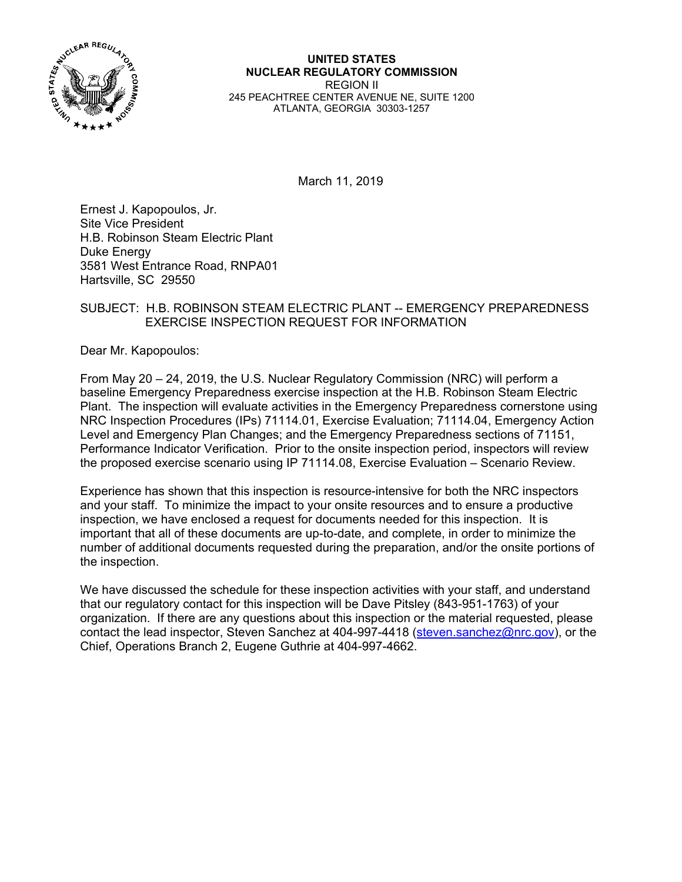**UNITED STATES**
**NUCLEAR REGULATORY COMMISSION**
REGION II
245 PEACHTREE CENTER AVENUE NE, SUITE 1200
ATLANTA, GEORGIA 30303-1257

March 11, 2019

Ernest J. Kapopoulos, Jr.
Site Vice President
H.B. Robinson Steam Electric Plant
Duke Energy
3581 West Entrance Road, RNPA01
Hartsville, SC 29550

SUBJECT: H.B. ROBINSON STEAM ELECTRIC PLANT -- EMERGENCY PREPAREDNESS EXERCISE INSPECTION REQUEST FOR INFORMATION

Dear Mr. Kapopoulos:

From May 20 – 24, 2019, the U.S. Nuclear Regulatory Commission (NRC) will perform a baseline Emergency Preparedness exercise inspection at the H.B. Robinson Steam Electric Plant. The inspection will evaluate activities in the Emergency Preparedness cornerstone using NRC Inspection Procedures (IPs) 71114.01, Exercise Evaluation; 71114.04, Emergency Action Level and Emergency Plan Changes; and the Emergency Preparedness sections of 71151, Performance Indicator Verification. Prior to the onsite inspection period, inspectors will review the proposed exercise scenario using IP 71114.08, Exercise Evaluation – Scenario Review.

Experience has shown that this inspection is resource-intensive for both the NRC inspectors and your staff. To minimize the impact to your onsite resources and to ensure a productive inspection, we have enclosed a request for documents needed for this inspection. It is important that all of these documents are up-to-date, and complete, in order to minimize the number of additional documents requested during the preparation, and/or the onsite portions of the inspection.

We have discussed the schedule for these inspection activities with your staff, and understand that our regulatory contact for this inspection will be Dave Pitsley (843-951-1763) of your organization. If there are any questions about this inspection or the material requested, please contact the lead inspector, Steven Sanchez at 404-997-4418 (steven.sanchez@nrc.gov), or the Chief, Operations Branch 2, Eugene Guthrie at 404-997-4662.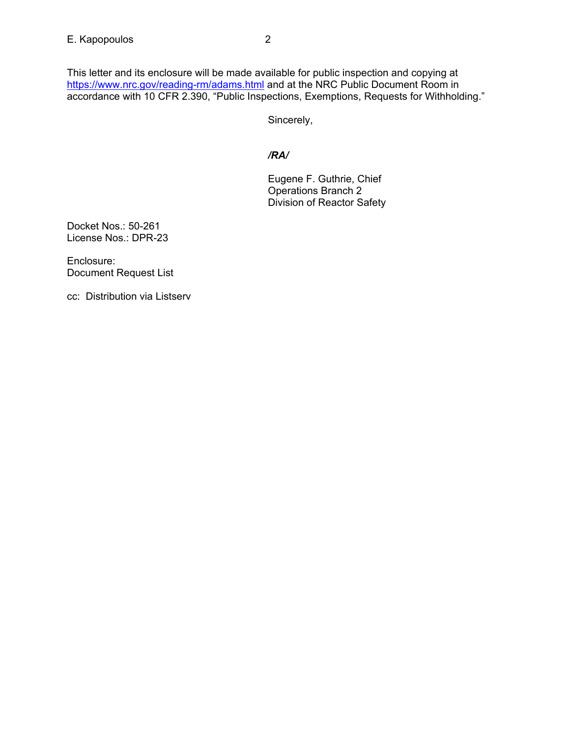This letter and its enclosure will be made available for public inspection and copying at https://www.nrc.gov/reading-rm/adams.html and at the NRC Public Document Room in accordance with 10 CFR 2.390, "Public Inspections, Exemptions, Requests for Withholding."

Sincerely,

***/RA/***

Eugene F. Guthrie, Chief
Operations Branch 2
Division of Reactor Safety

Docket Nos.: 50-261
License Nos.: DPR-23

Enclosure:
Document Request List

cc: Distribution via Listserv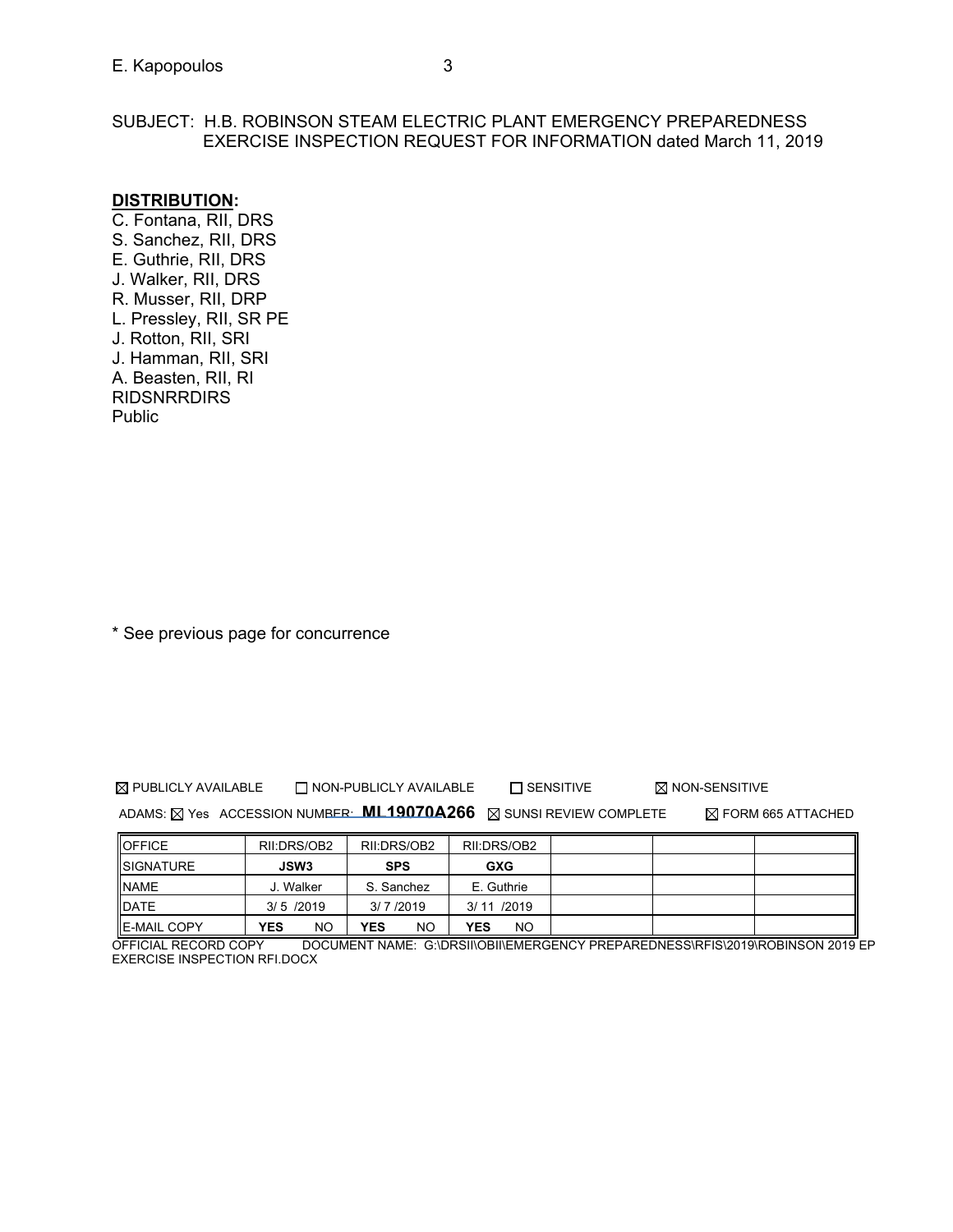SUBJECT: H.B. ROBINSON STEAM ELECTRIC PLANT EMERGENCY PREPAREDNESS EXERCISE INSPECTION REQUEST FOR INFORMATION dated March 11, 2019

**DISTRIBUTION:**

C. Fontana, RII, DRS
S. Sanchez, RII, DRS
E. Guthrie, RII, DRS
J. Walker, RII, DRS
R. Musser, RII, DRP
L. Pressley, RII, SR PE
J. Rotton, RII, SRI
J. Hamman, RII, SRI
A. Beasten, RII, RI
RIDSNRRDIRS
Public

\* See previous page for concurrence

☒ PUBLICLY AVAILABLE ☐ NON-PUBLICLY AVAILABLE ☐ SENSITIVE ☒ NON-SENSITIVE

ADAMS: ☒ Yes ACCESSION NUMBER: **ML19070A266** ☒ SUNSI REVIEW COMPLETE ☒ FORM 665 ATTACHED

| OFFICE | RII:DRS/OB2 | RII:DRS/OB2 | RII:DRS/OB2 | | | |
|---|---|---|---|---|---|---|
| SIGNATURE | **JSW3** | **SPS** | **GXG** | | | |
| NAME | J. Walker | S. Sanchez | E. Guthrie | | | |
| DATE | 3/ 5 /2019 | 3/ 7 /2019 | 3/ 11 /2019 | | | |
| E-MAIL COPY | **YES** NO | **YES** NO | **YES** NO | | | |

OFFICIAL RECORD COPY DOCUMENT NAME: G:\DRSII\OBII\EMERGENCY PREPAREDNESS\RFIS\2019\ROBINSON 2019 EP EXERCISE INSPECTION RFI.DOCX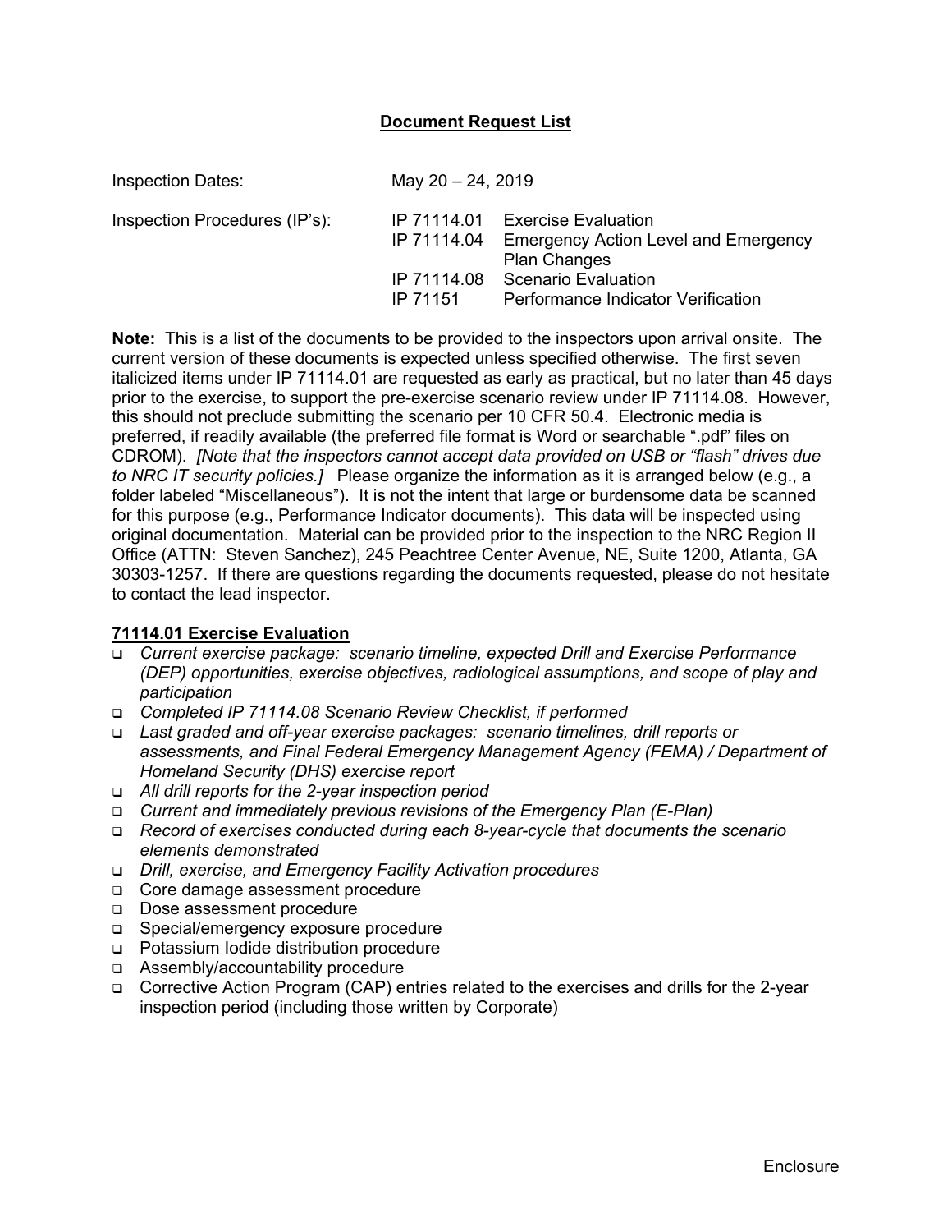## Document Request List

| | | |
|---|---|---|
| Inspection Dates: | May 20 – 24, 2019 | |
| Inspection Procedures (IP's): | IP 71114.01 | Exercise Evaluation |
| | IP 71114.04 | Emergency Action Level and Emergency Plan Changes |
| | IP 71114.08 | Scenario Evaluation |
| | IP 71151 | Performance Indicator Verification |

**Note:** This is a list of the documents to be provided to the inspectors upon arrival onsite. The current version of these documents is expected unless specified otherwise. The first seven italicized items under IP 71114.01 are requested as early as practical, but no later than 45 days prior to the exercise, to support the pre-exercise scenario review under IP 71114.08. However, this should not preclude submitting the scenario per 10 CFR 50.4. Electronic media is preferred, if readily available (the preferred file format is Word or searchable ".pdf" files on CDROM). *[Note that the inspectors cannot accept data provided on USB or "flash" drives due to NRC IT security policies.]* Please organize the information as it is arranged below (e.g., a folder labeled "Miscellaneous"). It is not the intent that large or burdensome data be scanned for this purpose (e.g., Performance Indicator documents). This data will be inspected using original documentation. Material can be provided prior to the inspection to the NRC Region II Office (ATTN: Steven Sanchez), 245 Peachtree Center Avenue, NE, Suite 1200, Atlanta, GA 30303-1257. If there are questions regarding the documents requested, please do not hesitate to contact the lead inspector.

**71114.01 Exercise Evaluation**

- *Current exercise package: scenario timeline, expected Drill and Exercise Performance (DEP) opportunities, exercise objectives, radiological assumptions, and scope of play and participation*
- *Completed IP 71114.08 Scenario Review Checklist, if performed*
- *Last graded and off-year exercise packages: scenario timelines, drill reports or assessments, and Final Federal Emergency Management Agency (FEMA) / Department of Homeland Security (DHS) exercise report*
- *All drill reports for the 2-year inspection period*
- *Current and immediately previous revisions of the Emergency Plan (E-Plan)*
- *Record of exercises conducted during each 8-year-cycle that documents the scenario elements demonstrated*
- *Drill, exercise, and Emergency Facility Activation procedures*
- Core damage assessment procedure
- Dose assessment procedure
- Special/emergency exposure procedure
- Potassium Iodide distribution procedure
- Assembly/accountability procedure
- Corrective Action Program (CAP) entries related to the exercises and drills for the 2-year inspection period (including those written by Corporate)

Enclosure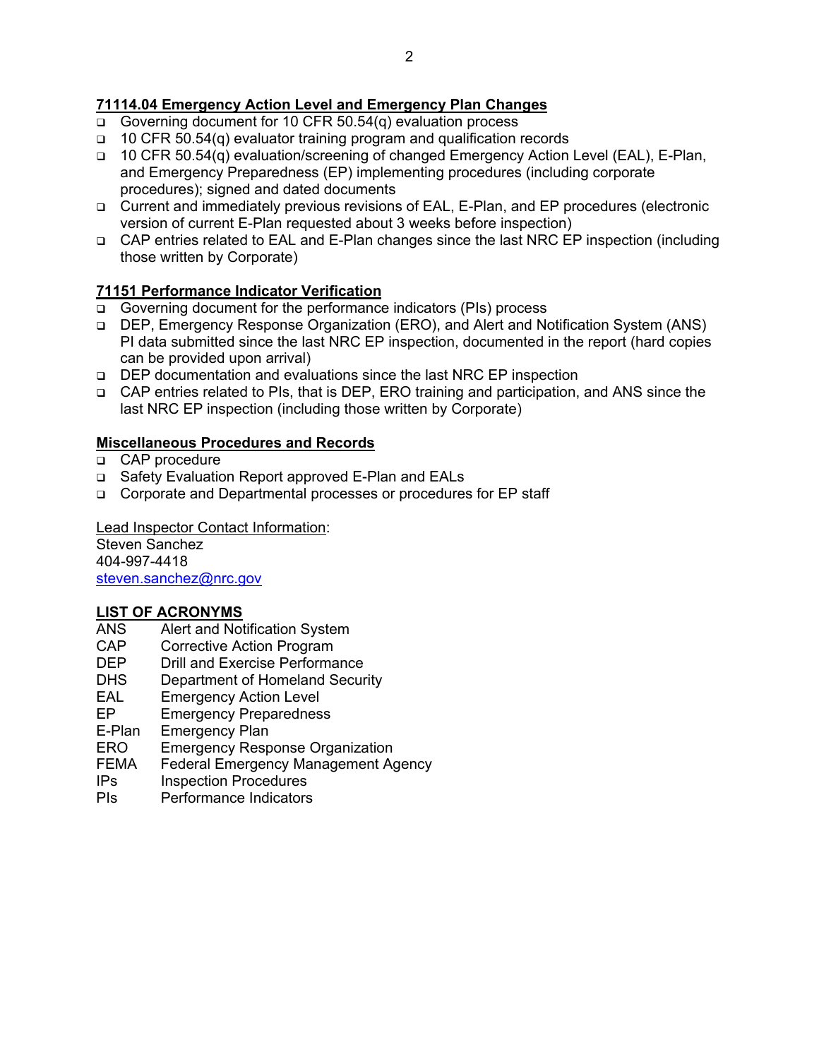**71114.04 Emergency Action Level and Emergency Plan Changes**

- ❑ Governing document for 10 CFR 50.54(q) evaluation process
- ❑ 10 CFR 50.54(q) evaluator training program and qualification records
- ❑ 10 CFR 50.54(q) evaluation/screening of changed Emergency Action Level (EAL), E-Plan, and Emergency Preparedness (EP) implementing procedures (including corporate procedures); signed and dated documents
- ❑ Current and immediately previous revisions of EAL, E-Plan, and EP procedures (electronic version of current E-Plan requested about 3 weeks before inspection)
- ❑ CAP entries related to EAL and E-Plan changes since the last NRC EP inspection (including those written by Corporate)

**71151 Performance Indicator Verification**

- ❑ Governing document for the performance indicators (PIs) process
- ❑ DEP, Emergency Response Organization (ERO), and Alert and Notification System (ANS) PI data submitted since the last NRC EP inspection, documented in the report (hard copies can be provided upon arrival)
- ❑ DEP documentation and evaluations since the last NRC EP inspection
- ❑ CAP entries related to PIs, that is DEP, ERO training and participation, and ANS since the last NRC EP inspection (including those written by Corporate)

**Miscellaneous Procedures and Records**

- ❑ CAP procedure
- ❑ Safety Evaluation Report approved E-Plan and EALs
- ❑ Corporate and Departmental processes or procedures for EP staff

Lead Inspector Contact Information:
Steven Sanchez
404-997-4418
steven.sanchez@nrc.gov

**LIST OF ACRONYMS**

| | |
|---|---|
| ANS | Alert and Notification System |
| CAP | Corrective Action Program |
| DEP | Drill and Exercise Performance |
| DHS | Department of Homeland Security |
| EAL | Emergency Action Level |
| EP | Emergency Preparedness |
| E-Plan | Emergency Plan |
| ERO | Emergency Response Organization |
| FEMA | Federal Emergency Management Agency |
| IPs | Inspection Procedures |
| PIs | Performance Indicators |